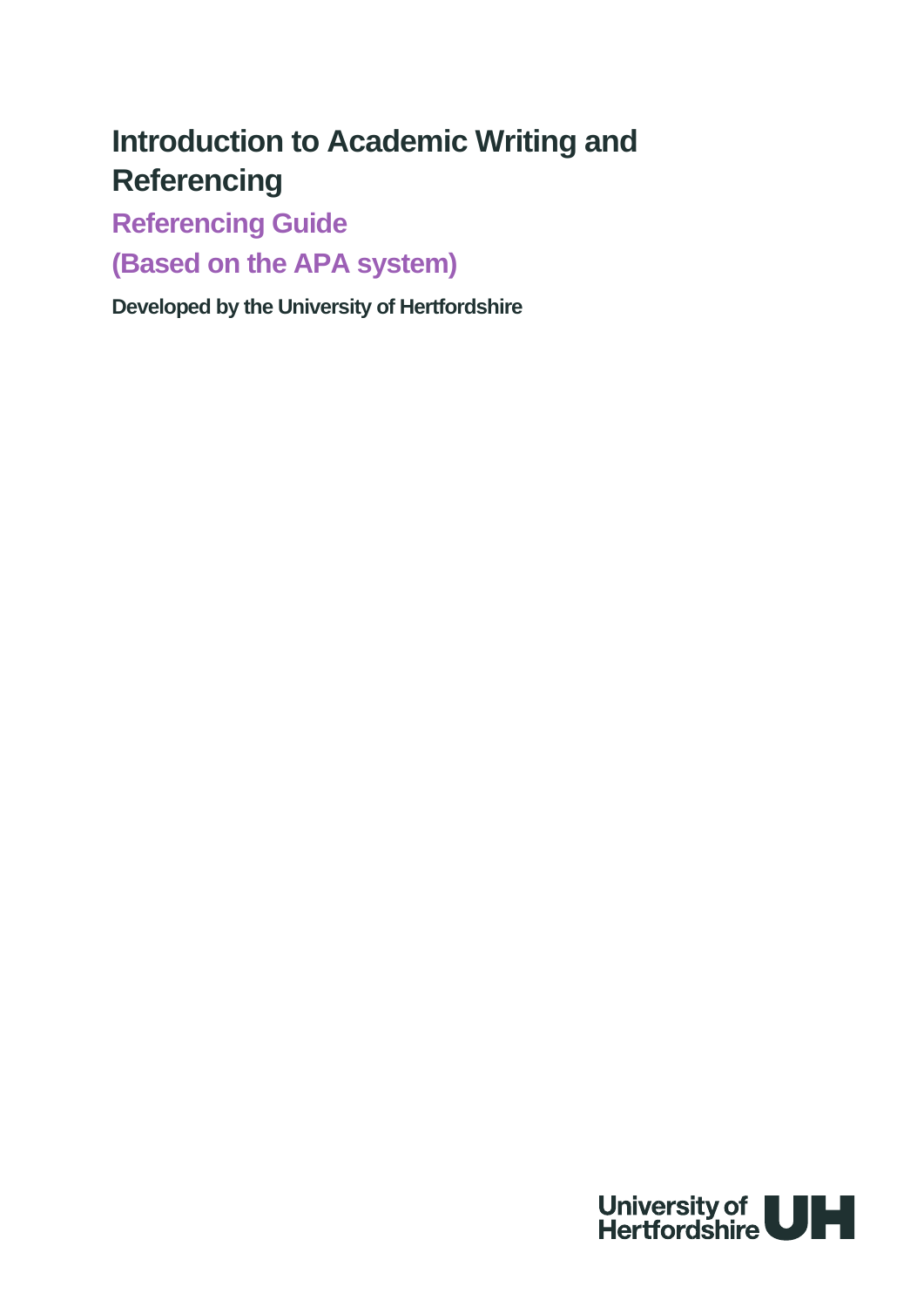# Introduction to Academic Writing and Referencing

## Referencing Guide

## (Based on the APA system)

**Developed by the University of Hertfordshire**

University of Hertfordshire UH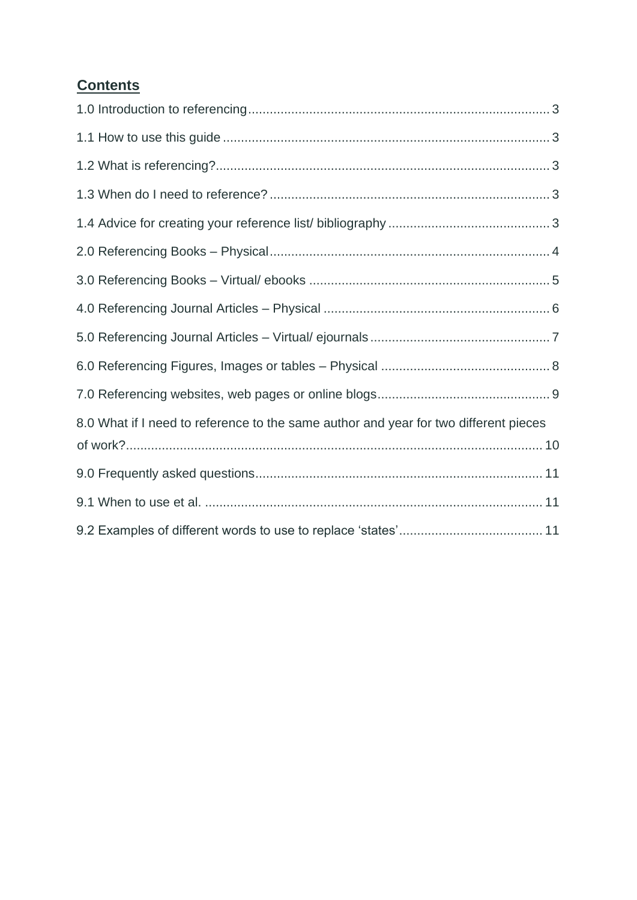## Contents

1.0 Introduction to referencing ........ 3

1.1 How to use this guide ........ 3

1.2 What is referencing? ........ 3

1.3 When do I need to reference? ........ 3

1.4 Advice for creating your reference list/ bibliography ........ 3

2.0 Referencing Books – Physical ........ 4

3.0 Referencing Books – Virtual/ ebooks ........ 5

4.0 Referencing Journal Articles – Physical ........ 6

5.0 Referencing Journal Articles – Virtual/ ejournals ........ 7

6.0 Referencing Figures, Images or tables – Physical ........ 8

7.0 Referencing websites, web pages or online blogs ........ 9

8.0 What if I need to reference to the same author and year for two different pieces of work? ........ 10

9.0 Frequently asked questions ........ 11

9.1 When to use et al. ........ 11

9.2 Examples of different words to use to replace 'states' ........ 11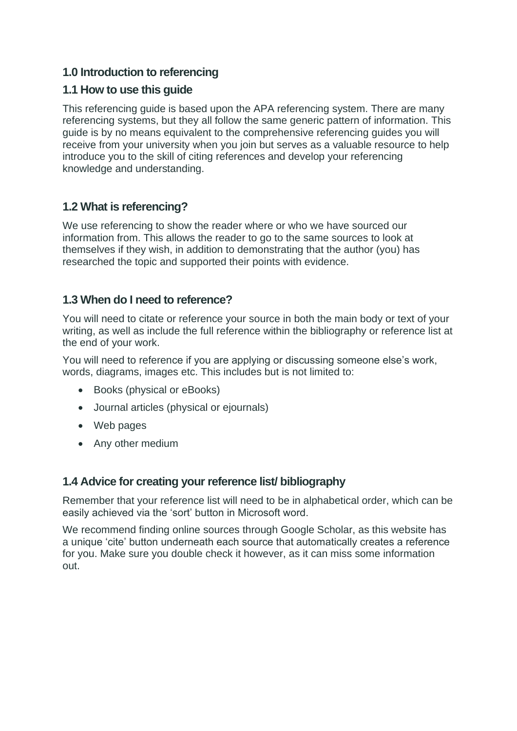## 1.0 Introduction to referencing

### 1.1 How to use this guide

This referencing guide is based upon the APA referencing system. There are many referencing systems, but they all follow the same generic pattern of information. This guide is by no means equivalent to the comprehensive referencing guides you will receive from your university when you join but serves as a valuable resource to help introduce you to the skill of citing references and develop your referencing knowledge and understanding.

### 1.2 What is referencing?

We use referencing to show the reader where or who we have sourced our information from. This allows the reader to go to the same sources to look at themselves if they wish, in addition to demonstrating that the author (you) has researched the topic and supported their points with evidence.

### 1.3 When do I need to reference?

You will need to citate or reference your source in both the main body or text of your writing, as well as include the full reference within the bibliography or reference list at the end of your work.

You will need to reference if you are applying or discussing someone else's work, words, diagrams, images etc. This includes but is not limited to:

- Books (physical or eBooks)
- Journal articles (physical or ejournals)
- Web pages
- Any other medium

### 1.4 Advice for creating your reference list/ bibliography

Remember that your reference list will need to be in alphabetical order, which can be easily achieved via the 'sort' button in Microsoft word.

We recommend finding online sources through Google Scholar, as this website has a unique 'cite' button underneath each source that automatically creates a reference for you. Make sure you double check it however, as it can miss some information out.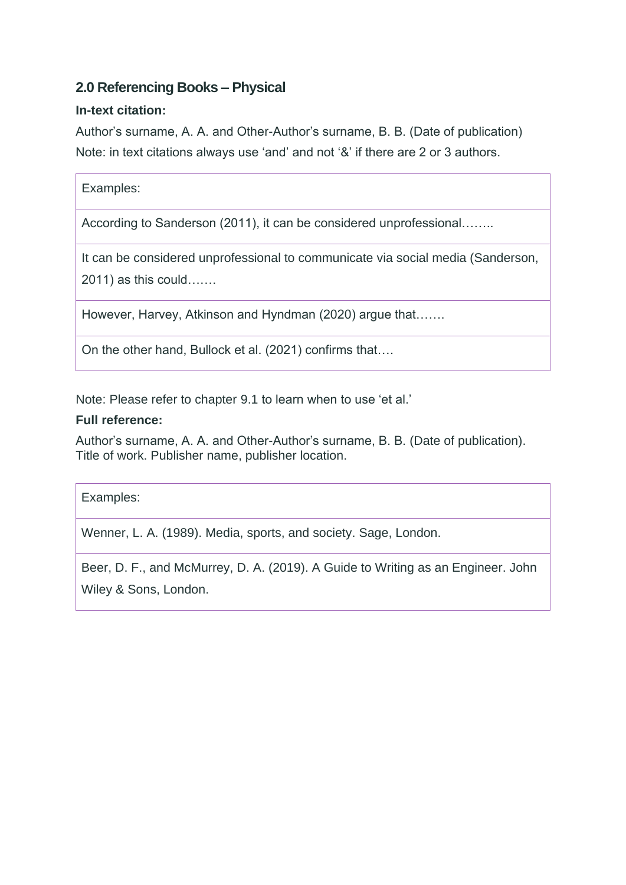## 2.0 Referencing Books – Physical

**In-text citation:**

Author's surname, A. A. and Other-Author's surname, B. B. (Date of publication)
Note: in text citations always use 'and' and not '&' if there are 2 or 3 authors.

| Examples: |
| --- |
| According to Sanderson (2011), it can be considered unprofessional…….. |
| It can be considered unprofessional to communicate via social media (Sanderson, 2011) as this could……. |
| However, Harvey, Atkinson and Hyndman (2020) argue that……. |
| On the other hand, Bullock et al. (2021) confirms that…. |

Note: Please refer to chapter 9.1 to learn when to use 'et al.'

**Full reference:**

Author's surname, A. A. and Other-Author's surname, B. B. (Date of publication). Title of work. Publisher name, publisher location.

| Examples: |
| --- |
| Wenner, L. A. (1989). Media, sports, and society. Sage, London. |
| Beer, D. F., and McMurrey, D. A. (2019). A Guide to Writing as an Engineer. John Wiley & Sons, London. |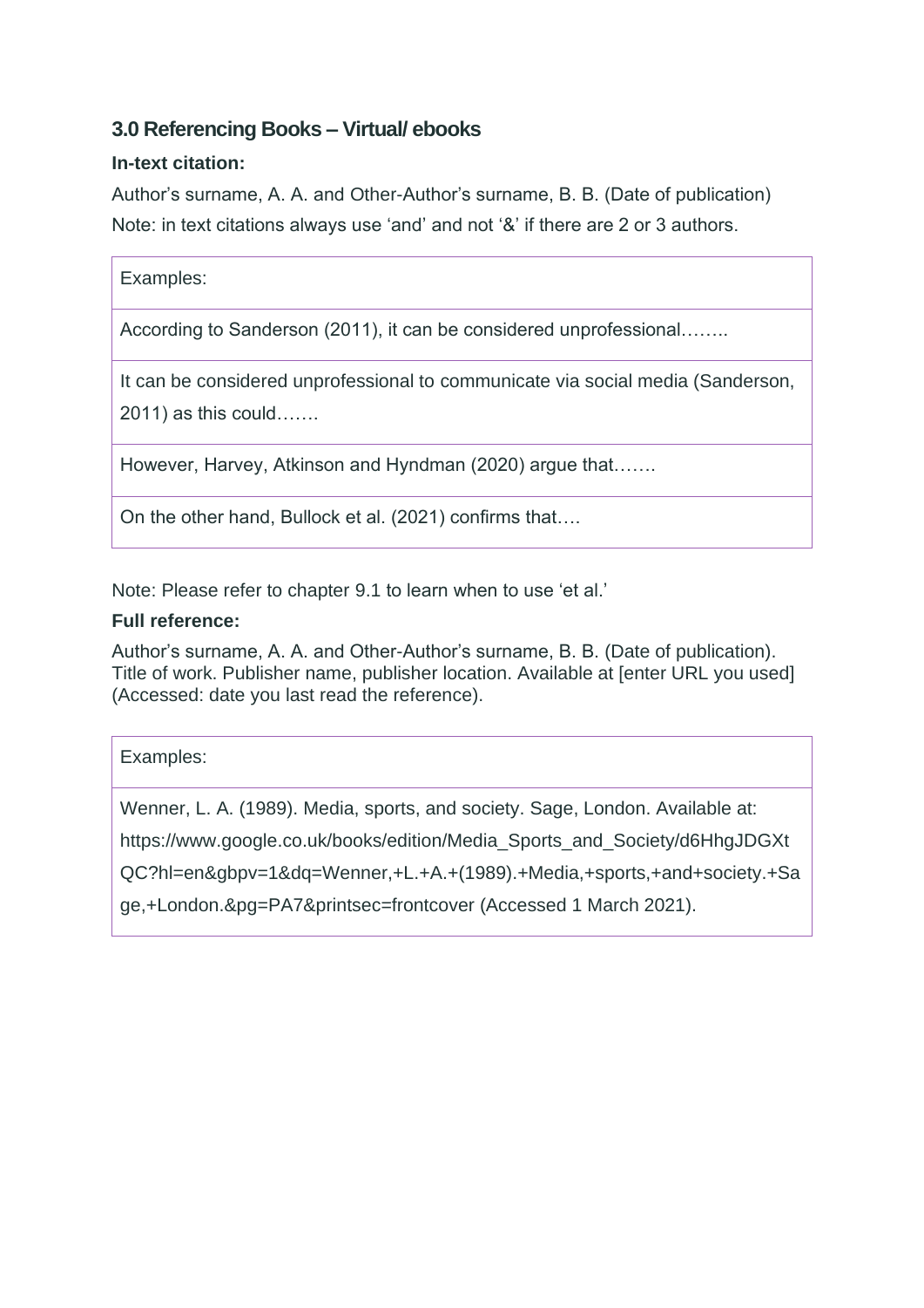### 3.0 Referencing Books – Virtual/ ebooks

**In-text citation:**

Author's surname, A. A. and Other-Author's surname, B. B. (Date of publication)

Note: in text citations always use 'and' and not '&' if there are 2 or 3 authors.

| Examples: |
|---|
| According to Sanderson (2011), it can be considered unprofessional…….. |
| It can be considered unprofessional to communicate via social media (Sanderson, 2011) as this could……. |
| However, Harvey, Atkinson and Hyndman (2020) argue that……. |
| On the other hand, Bullock et al. (2021) confirms that…. |

Note: Please refer to chapter 9.1 to learn when to use 'et al.'

**Full reference:**

Author's surname, A. A. and Other-Author's surname, B. B. (Date of publication). Title of work. Publisher name, publisher location. Available at [enter URL you used] (Accessed: date you last read the reference).

| Examples: |
|---|
| Wenner, L. A. (1989). Media, sports, and society. Sage, London. Available at: https://www.google.co.uk/books/edition/Media_Sports_and_Society/d6HhgJDGXtQC?hl=en&gbpv=1&dq=Wenner,+L.+A.+(1989).+Media,+sports,+and+society.+Sage,+London.&pg=PA7&printsec=frontcover (Accessed 1 March 2021). |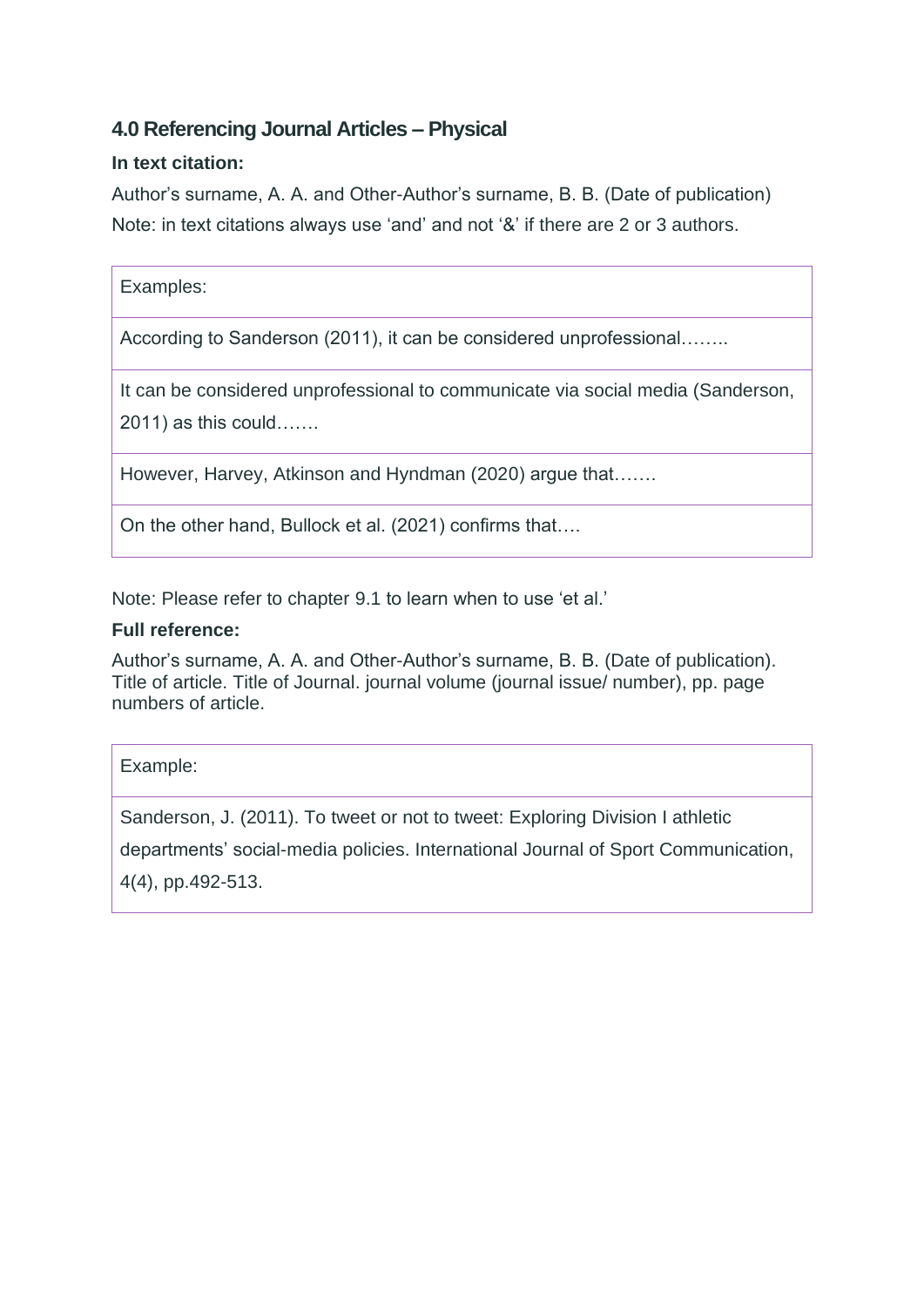## 4.0 Referencing Journal Articles – Physical

**In text citation:**

Author's surname, A. A. and Other-Author's surname, B. B. (Date of publication)

Note: in text citations always use 'and' and not '&' if there are 2 or 3 authors.

| Examples: |
| --- |
| According to Sanderson (2011), it can be considered unprofessional…….. |
| It can be considered unprofessional to communicate via social media (Sanderson, 2011) as this could……. |
| However, Harvey, Atkinson and Hyndman (2020) argue that……. |
| On the other hand, Bullock et al. (2021) confirms that…. |

Note: Please refer to chapter 9.1 to learn when to use 'et al.'

**Full reference:**

Author's surname, A. A. and Other-Author's surname, B. B. (Date of publication). Title of article. Title of Journal. journal volume (journal issue/ number), pp. page numbers of article.

| Example: |
| --- |
| Sanderson, J. (2011). To tweet or not to tweet: Exploring Division I athletic departments' social-media policies. International Journal of Sport Communication, 4(4), pp.492-513. |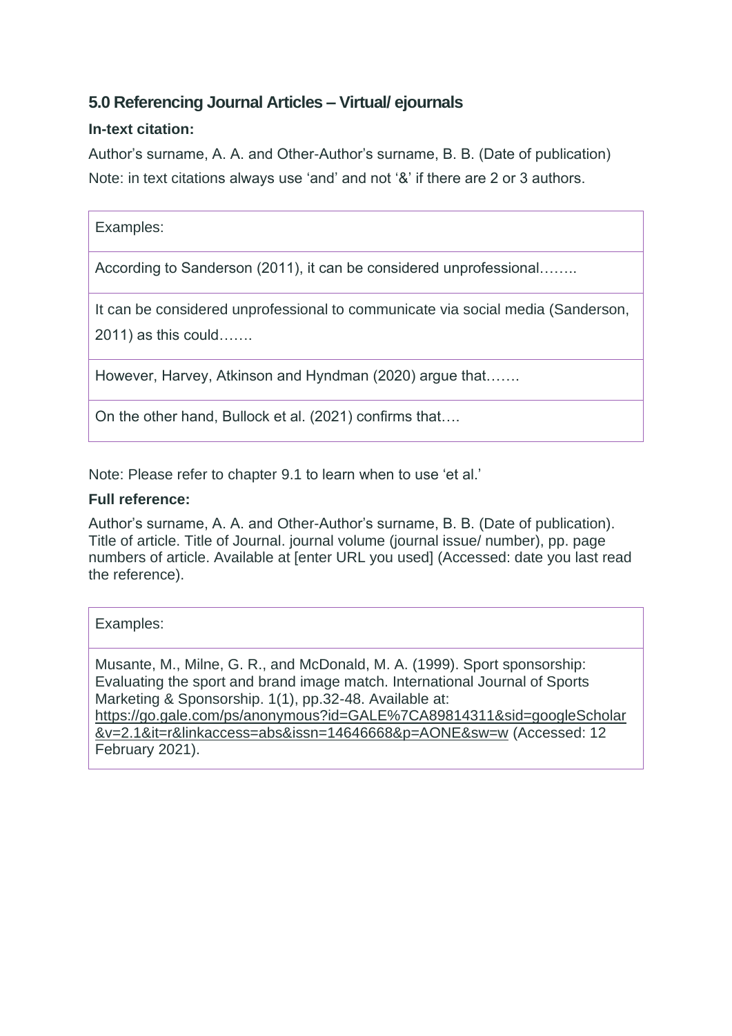## 5.0 Referencing Journal Articles – Virtual/ ejournals

**In-text citation:**

Author's surname, A. A. and Other-Author's surname, B. B. (Date of publication)

Note: in text citations always use 'and' and not '&' if there are 2 or 3 authors.

| Examples: |
| --- |
| According to Sanderson (2011), it can be considered unprofessional…….. |
| It can be considered unprofessional to communicate via social media (Sanderson, 2011) as this could……. |
| However, Harvey, Atkinson and Hyndman (2020) argue that……. |
| On the other hand, Bullock et al. (2021) confirms that…. |

Note: Please refer to chapter 9.1 to learn when to use 'et al.'

**Full reference:**

Author's surname, A. A. and Other-Author's surname, B. B. (Date of publication). Title of article. Title of Journal. journal volume (journal issue/ number), pp. page numbers of article. Available at [enter URL you used] (Accessed: date you last read the reference).

| Examples: |
| --- |
| Musante, M., Milne, G. R., and McDonald, M. A. (1999). Sport sponsorship: Evaluating the sport and brand image match. International Journal of Sports Marketing & Sponsorship. 1(1), pp.32-48. Available at: https://go.gale.com/ps/anonymous?id=GALE%7CA89814311&sid=googleScholar&v=2.1&it=r&linkaccess=abs&issn=14646668&p=AONE&sw=w (Accessed: 12 February 2021). |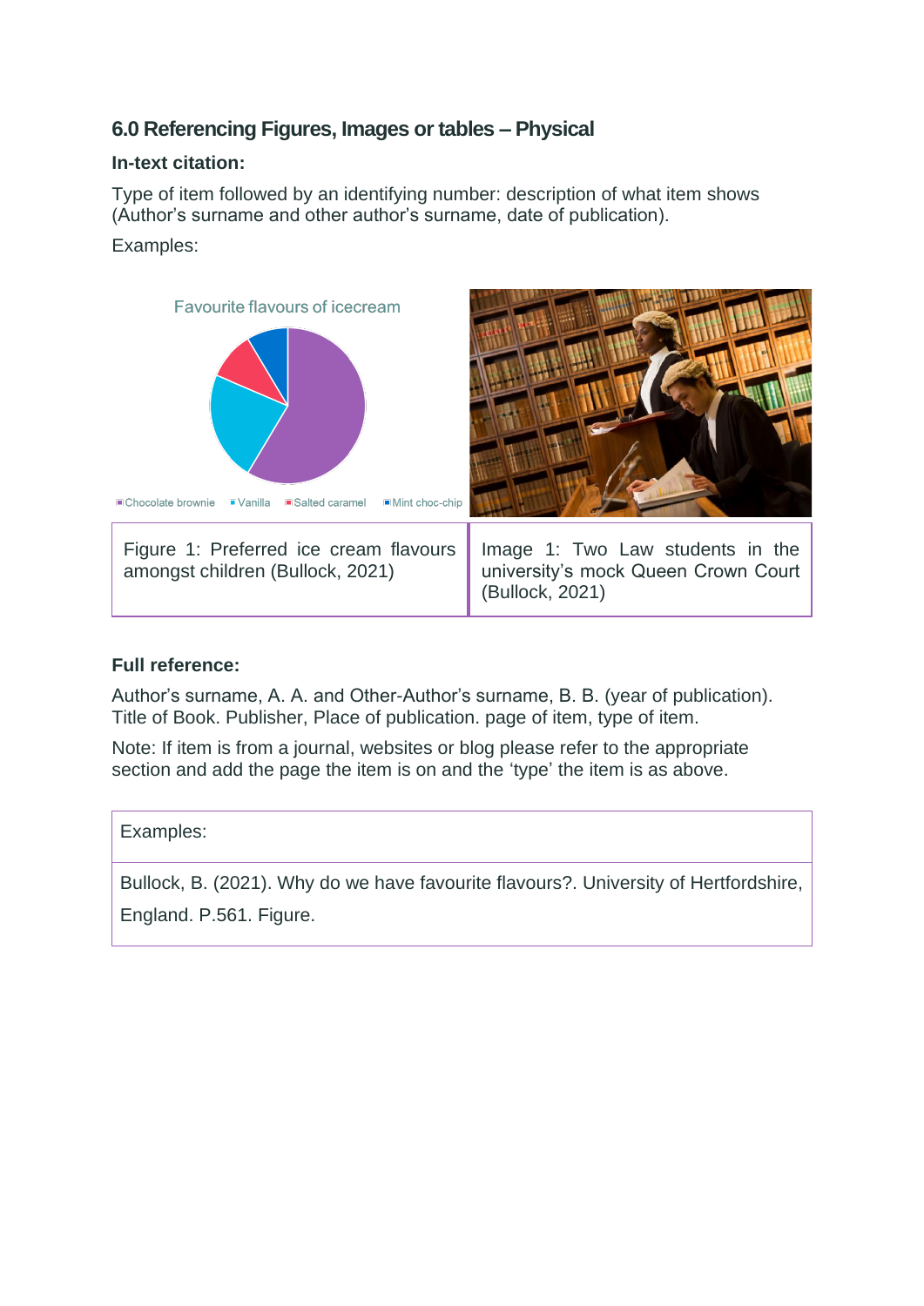## 6.0 Referencing Figures, Images or tables – Physical

**In-text citation:**

Type of item followed by an identifying number: description of what item shows (Author's surname and other author's surname, date of publication).

Examples:

Favourite flavours of icecream

Chocolate brownie · Vanilla · Salted caramel · Mint choc-chip

| Figure 1: Preferred ice cream flavours amongst children (Bullock, 2021) | Image 1: Two Law students in the university's mock Queen Crown Court (Bullock, 2021) |
|---|---|

**Full reference:**

Author's surname, A. A. and Other-Author's surname, B. B. (year of publication). Title of Book. Publisher, Place of publication. page of item, type of item.

Note: If item is from a journal, websites or blog please refer to the appropriate section and add the page the item is on and the 'type' the item is as above.

| Examples: |
|---|
| Bullock, B. (2021). Why do we have favourite flavours?. University of Hertfordshire, England. P.561. Figure. |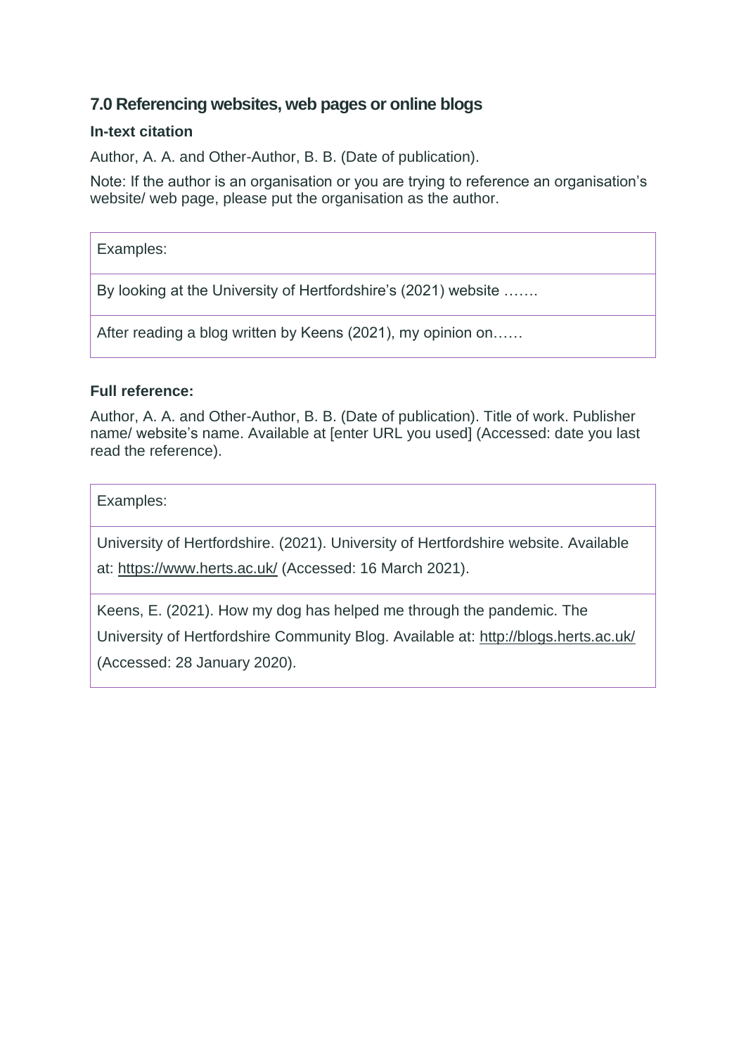## 7.0 Referencing websites, web pages or online blogs

**In-text citation**

Author, A. A. and Other-Author, B. B. (Date of publication).

Note: If the author is an organisation or you are trying to reference an organisation's website/ web page, please put the organisation as the author.

| Examples: |
| --- |
| By looking at the University of Hertfordshire's (2021) website ……. |
| After reading a blog written by Keens (2021), my opinion on…… |

**Full reference:**

Author, A. A. and Other-Author, B. B. (Date of publication). Title of work. Publisher name/ website's name. Available at [enter URL you used] (Accessed: date you last read the reference).

| Examples: |
| --- |
| University of Hertfordshire. (2021). University of Hertfordshire website. Available at: https://www.herts.ac.uk/ (Accessed: 16 March 2021). |
| Keens, E. (2021). How my dog has helped me through the pandemic. The University of Hertfordshire Community Blog. Available at: http://blogs.herts.ac.uk/ (Accessed: 28 January 2020). |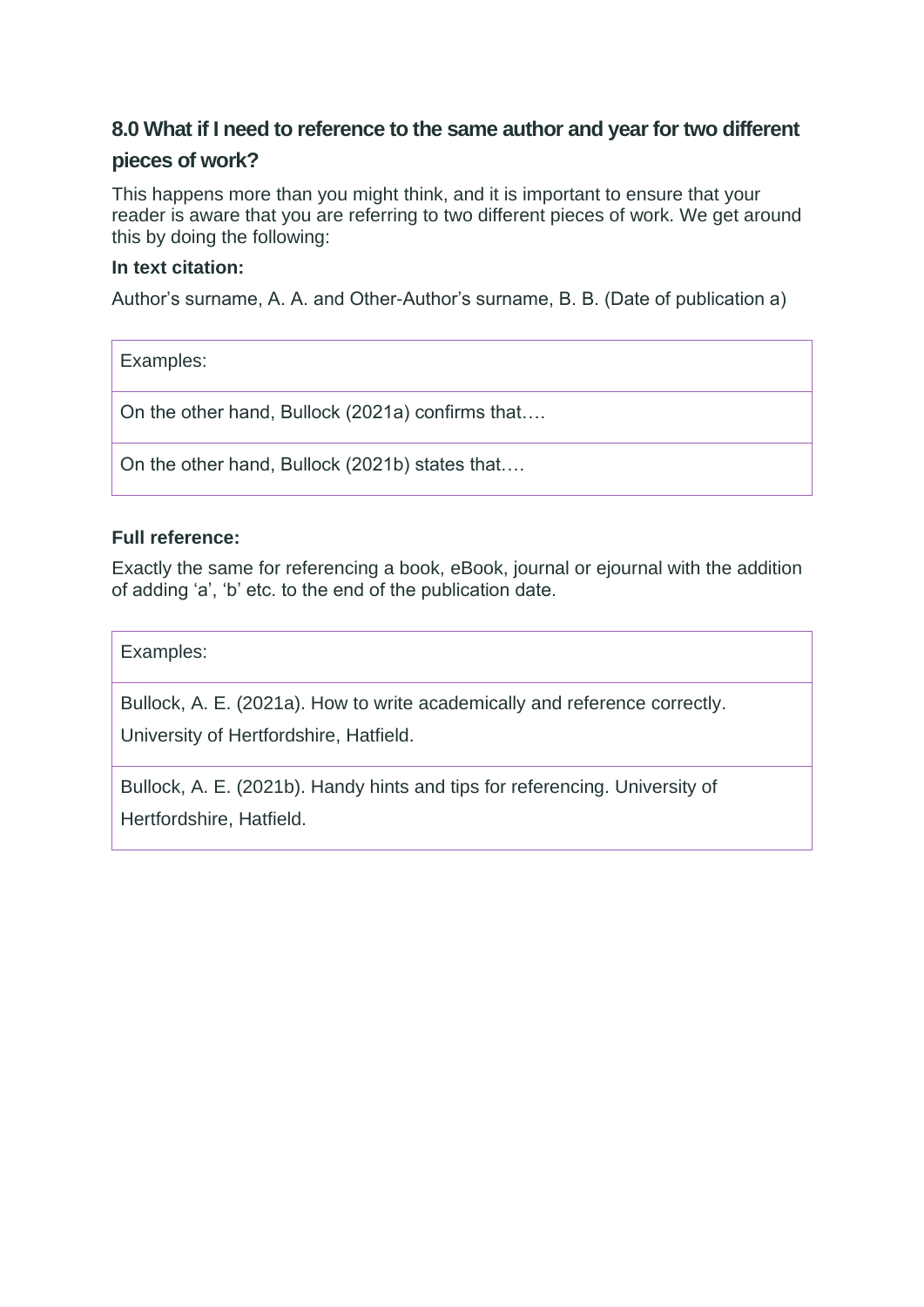## 8.0 What if I need to reference to the same author and year for two different pieces of work?

This happens more than you might think, and it is important to ensure that your reader is aware that you are referring to two different pieces of work. We get around this by doing the following:

**In text citation:**

Author's surname, A. A. and Other-Author's surname, B. B. (Date of publication a)

| Examples: |
|---|
| On the other hand, Bullock (2021a) confirms that…. |
| On the other hand, Bullock (2021b) states that…. |

**Full reference:**

Exactly the same for referencing a book, eBook, journal or ejournal with the addition of adding 'a', 'b' etc. to the end of the publication date.

| Examples: |
|---|
| Bullock, A. E. (2021a). How to write academically and reference correctly. University of Hertfordshire, Hatfield. |
| Bullock, A. E. (2021b). Handy hints and tips for referencing. University of Hertfordshire, Hatfield. |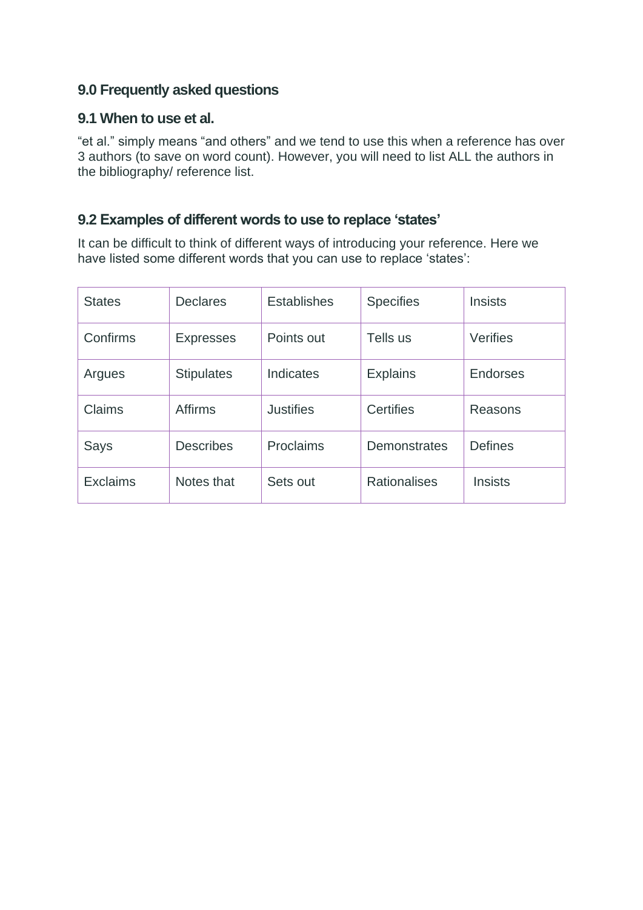## 9.0 Frequently asked questions

### 9.1 When to use et al.

"et al." simply means "and others" and we tend to use this when a reference has over 3 authors (to save on word count). However, you will need to list ALL the authors in the bibliography/ reference list.

### 9.2 Examples of different words to use to replace 'states'

It can be difficult to think of different ways of introducing your reference. Here we have listed some different words that you can use to replace 'states':

| | | | | |
|---|---|---|---|---|
| States | Declares | Establishes | Specifies | Insists |
| Confirms | Expresses | Points out | Tells us | Verifies |
| Argues | Stipulates | Indicates | Explains | Endorses |
| Claims | Affirms | Justifies | Certifies | Reasons |
| Says | Describes | Proclaims | Demonstrates | Defines |
| Exclaims | Notes that | Sets out | Rationalises | Insists |